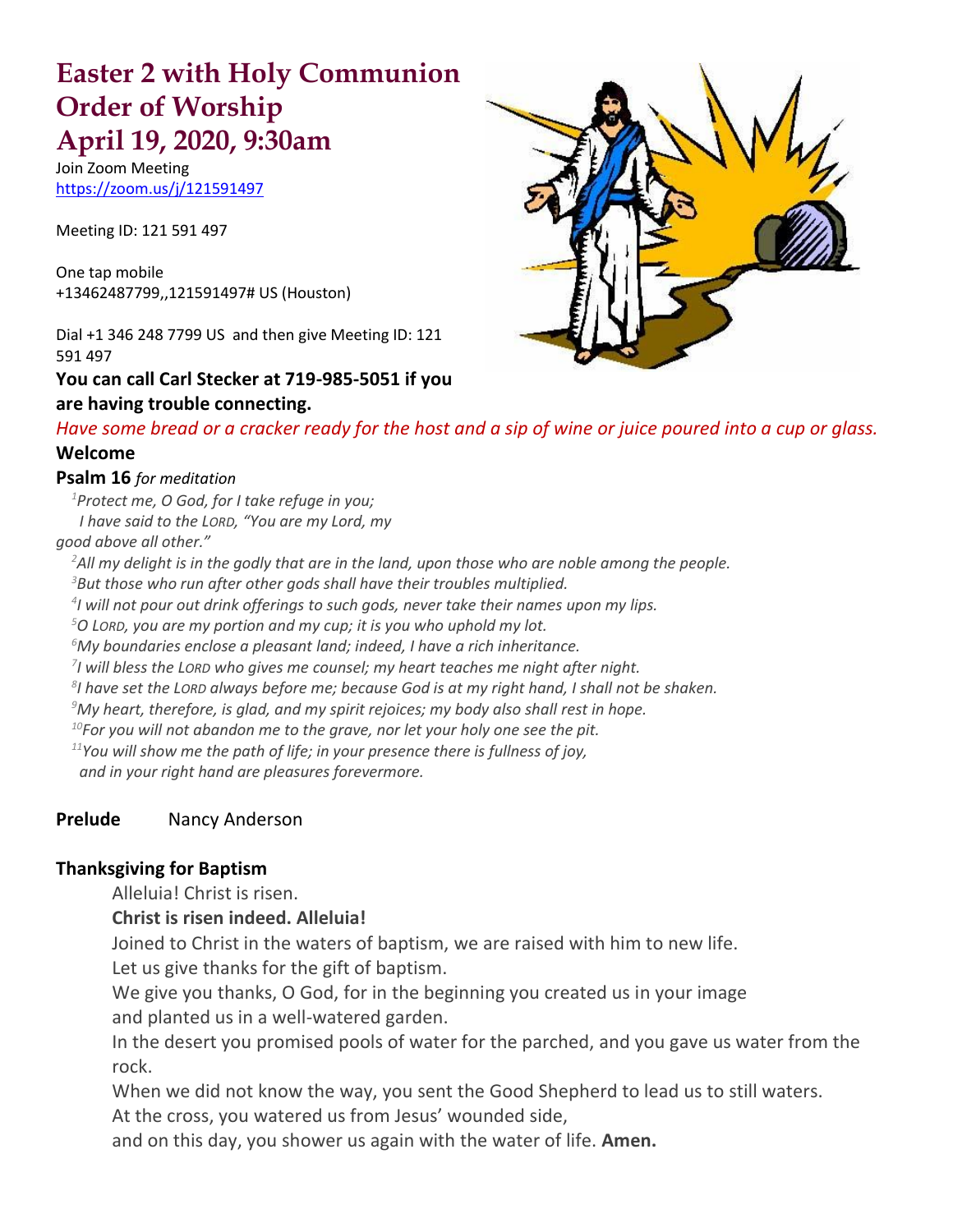# Easter 2 with Holy Communion
# Order of Worship
# April 19, 2020, 9:30am

Join Zoom Meeting
https://zoom.us/j/121591497

Meeting ID: 121 591 497

One tap mobile
+13462487799,,121591497# US (Houston)

Dial +1 346 248 7799 US and then give Meeting ID: 121 591 497

**You can call Carl Stecker at 719-985-5051 if you are having trouble connecting.**

*Have some bread or a cracker ready for the host and a sip of wine or juice poured into a cup or glass.*

**Welcome**

**Psalm 16** *for meditation*

*[1]Protect me, O God, for I take refuge in you;*
*I have said to the LORD, "You are my Lord, my good above all other."*
*[2]All my delight is in the godly that are in the land, upon those who are noble among the people.*
*[3]But those who run after other gods shall have their troubles multiplied.*
*[4]I will not pour out drink offerings to such gods, never take their names upon my lips.*
*[5]O LORD, you are my portion and my cup; it is you who uphold my lot.*
*[6]My boundaries enclose a pleasant land; indeed, I have a rich inheritance.*
*[7]I will bless the LORD who gives me counsel; my heart teaches me night after night.*
*[8]I have set the LORD always before me; because God is at my right hand, I shall not be shaken.*
*[9]My heart, therefore, is glad, and my spirit rejoices; my body also shall rest in hope.*
*[10]For you will not abandon me to the grave, nor let your holy one see the pit.*
*[11]You will show me the path of life; in your presence there is fullness of joy,*
*and in your right hand are pleasures forevermore.*

**Prelude** Nancy Anderson

**Thanksgiving for Baptism**

Alleluia! Christ is risen.
**Christ is risen indeed. Alleluia!**
Joined to Christ in the waters of baptism, we are raised with him to new life.
Let us give thanks for the gift of baptism.
We give you thanks, O God, for in the beginning you created us in your image
and planted us in a well-watered garden.
In the desert you promised pools of water for the parched, and you gave us water from the rock.
When we did not know the way, you sent the Good Shepherd to lead us to still waters.
At the cross, you watered us from Jesus' wounded side,
and on this day, you shower us again with the water of life. **Amen.**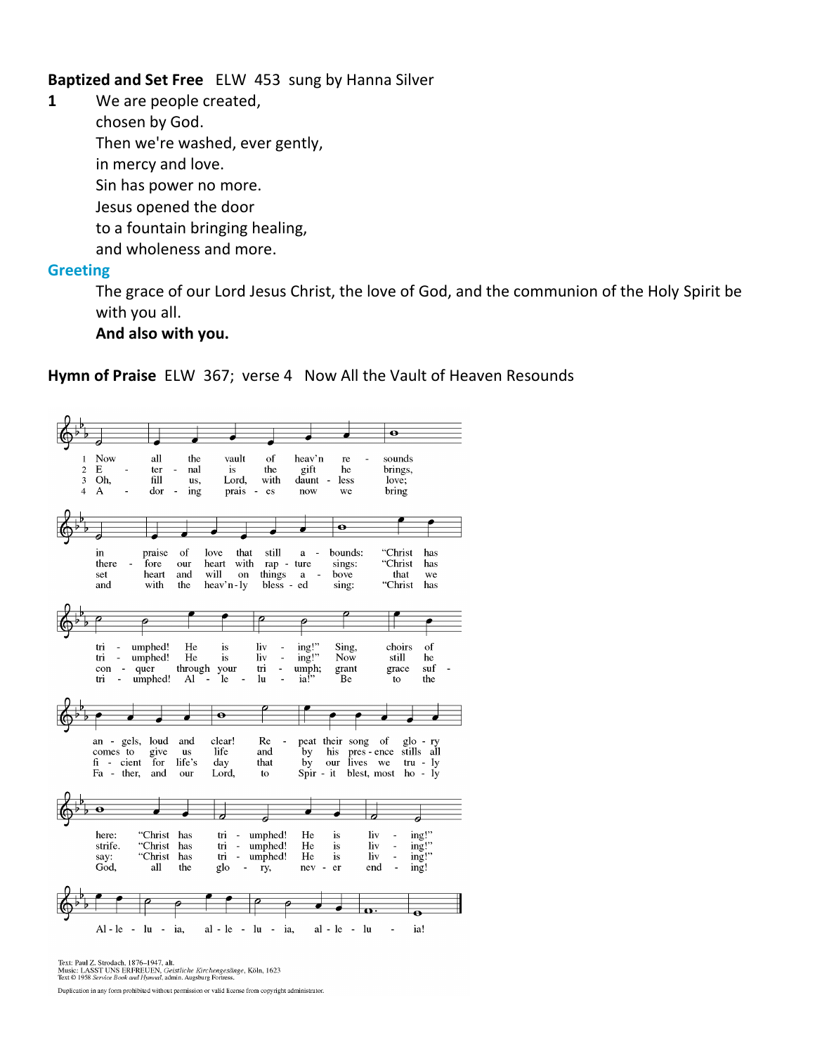**Baptized and Set Free** ELW 453 sung by Hanna Silver

**1** We are people created,
chosen by God.
Then we're washed, ever gently,
in mercy and love.
Sin has power no more.
Jesus opened the door
to a fountain bringing healing,
and wholeness and more.

## Greeting

The grace of our Lord Jesus Christ, the love of God, and the communion of the Holy Spirit be with you all.
**And also with you.**

**Hymn of Praise** ELW 367; verse 4 Now All the Vault of Heaven Resounds

1 Now all the vault of heav'n resounds in praise of love that still abounds: "Christ has triumphed! He is living!" Sing, choirs of angels, loud and clear! Repeat their song of glory here: "Christ has triumphed! He is living!"

2 Eternal is the gift he brings, therefore our heart with rapture sings: "Christ has triumphed! He is living!" Now still he comes to give us life and by his presence stills all strife. "Christ has triumphed! He is living!"

3 Oh, fill us, Lord, with dauntless love; set heart and will on things above that we conquer through your triumph; grant grace sufficient for life's day that by our lives we truly say: "Christ has triumphed! He is living!"

4 Adoring praises now we bring and with the heav'nly blessed sing: "Christ has triumphed! Alleluia!" Be to the Father, and our Lord, to Spirit blest, most holy God, all the glory, never ending!

Alleluia, alleluia, alleluia!

Text: Paul Z. Strodach, 1876–1947, alt.
Music: LASST UNS ERFREUEN, *Geistliche Kirchengesänge*, Köln, 1623
Text © 1958 *Service Book and Hymnal*, admin. Augsburg Fortress.

Duplication in any form prohibited without permission or valid license from copyright administrator.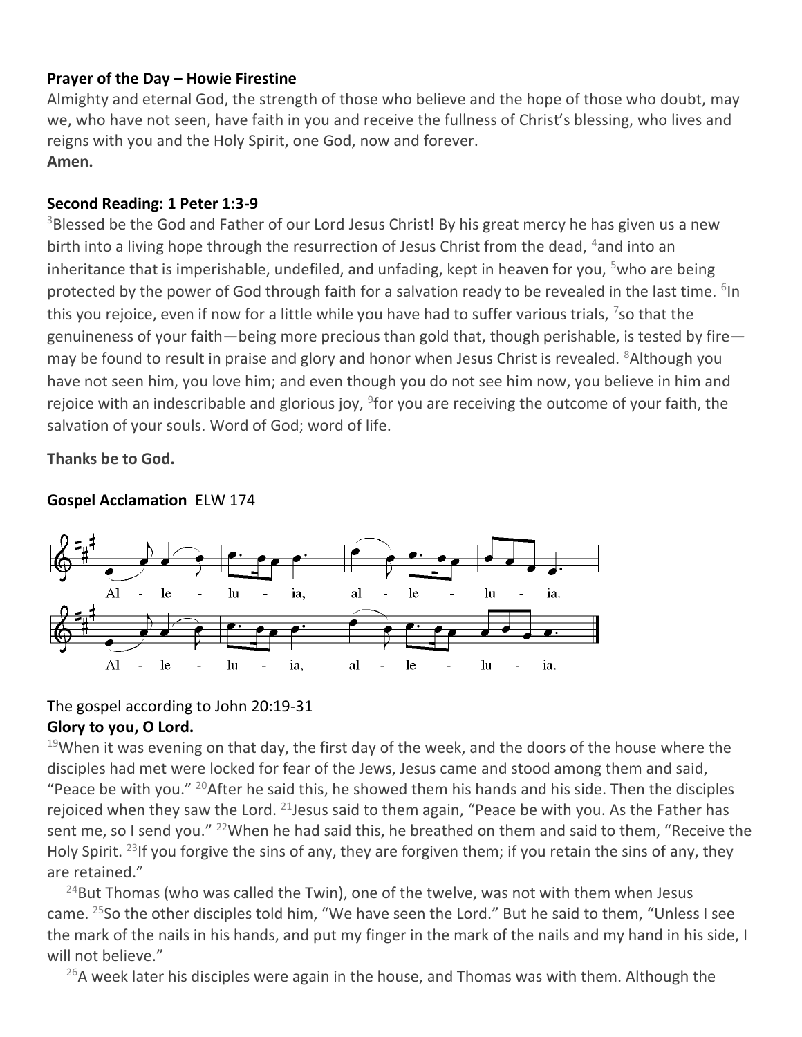**Prayer of the Day – Howie Firestine**

Almighty and eternal God, the strength of those who believe and the hope of those who doubt, may we, who have not seen, have faith in you and receive the fullness of Christ's blessing, who lives and reigns with you and the Holy Spirit, one God, now and forever.

**Amen.**

**Second Reading: 1 Peter 1:3-9**

[3]Blessed be the God and Father of our Lord Jesus Christ! By his great mercy he has given us a new birth into a living hope through the resurrection of Jesus Christ from the dead, [4]and into an inheritance that is imperishable, undefiled, and unfading, kept in heaven for you, [5]who are being protected by the power of God through faith for a salvation ready to be revealed in the last time. [6]In this you rejoice, even if now for a little while you have had to suffer various trials, [7]so that the genuineness of your faith—being more precious than gold that, though perishable, is tested by fire—may be found to result in praise and glory and honor when Jesus Christ is revealed. [8]Although you have not seen him, you love him; and even though you do not see him now, you believe in him and rejoice with an indescribable and glorious joy, [9]for you are receiving the outcome of your faith, the salvation of your souls. Word of God; word of life.

**Thanks be to God.**

**Gospel Acclamation** ELW 174

Al - le - lu - ia, al - le - lu - ia.

Al - le - lu - ia, al - le - lu - ia.

The gospel according to John 20:19-31

**Glory to you, O Lord.**

[19]When it was evening on that day, the first day of the week, and the doors of the house where the disciples had met were locked for fear of the Jews, Jesus came and stood among them and said, "Peace be with you." [20]After he said this, he showed them his hands and his side. Then the disciples rejoiced when they saw the Lord. [21]Jesus said to them again, "Peace be with you. As the Father has sent me, so I send you." [22]When he had said this, he breathed on them and said to them, "Receive the Holy Spirit. [23]If you forgive the sins of any, they are forgiven them; if you retain the sins of any, they are retained."

[24]But Thomas (who was called the Twin), one of the twelve, was not with them when Jesus came. [25]So the other disciples told him, "We have seen the Lord." But he said to them, "Unless I see the mark of the nails in his hands, and put my finger in the mark of the nails and my hand in his side, I will not believe."

[26]A week later his disciples were again in the house, and Thomas was with them. Although the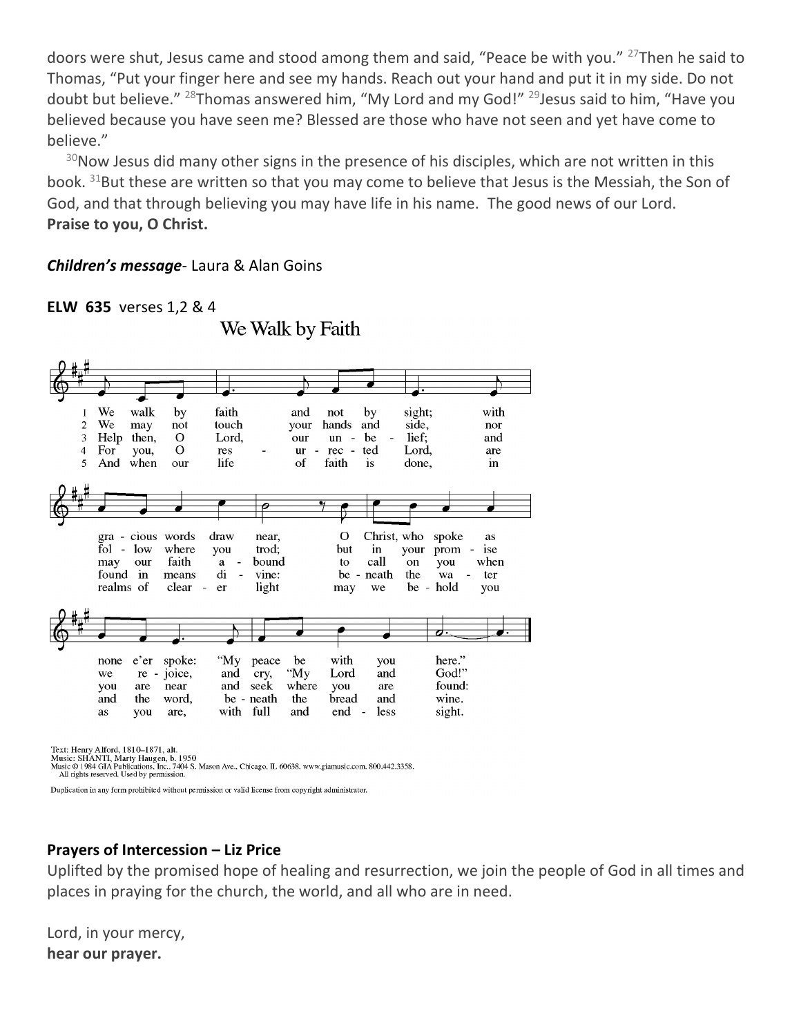doors were shut, Jesus came and stood among them and said, "Peace be with you." [27]Then he said to Thomas, "Put your finger here and see my hands. Reach out your hand and put it in my side. Do not doubt but believe." [28]Thomas answered him, "My Lord and my God!" [29]Jesus said to him, "Have you believed because you have seen me? Blessed are those who have not seen and yet have come to believe."

[30]Now Jesus did many other signs in the presence of his disciples, which are not written in this book. [31]But these are written so that you may come to believe that Jesus is the Messiah, the Son of God, and that through believing you may have life in his name. The good news of our Lord.
**Praise to you, O Christ.**

***Children's message***- Laura & Alan Goins

**ELW 635** verses 1,2 & 4

We Walk by Faith

1 We walk by faith and not by sight; with gracious words draw near, O Christ, who spoke as none e'er spoke: "My peace be with you here."

2 We may not touch your hands and side, nor follow where you trod; but in your promise we rejoice, and cry, "My Lord and God!"

3 Help then, O Lord, our unbelief; and may our faith abound to call on you when you are near and seek where you are found:

4 For you, O Lord, are resurrected, are found in means divine: beneath the water and the word, beneath the bread and wine.

5 And when our life of faith is done, in realms of clearer light may we behold you as you are, with full and endless sight.

Text: Henry Alford, 1810–1871, alt.
Music: SHANTI, Marty Haugen, b. 1950
Music © 1984 GIA Publications, Inc., 7404 S. Mason Ave., Chicago, IL 60638. www.giamusic.com. 800.442.3358.
All rights reserved. Used by permission.

Duplication in any form prohibited without permission or valid license from copyright administrator.

**Prayers of Intercession – Liz Price**

Uplifted by the promised hope of healing and resurrection, we join the people of God in all times and places in praying for the church, the world, and all who are in need.

Lord, in your mercy,
**hear our prayer.**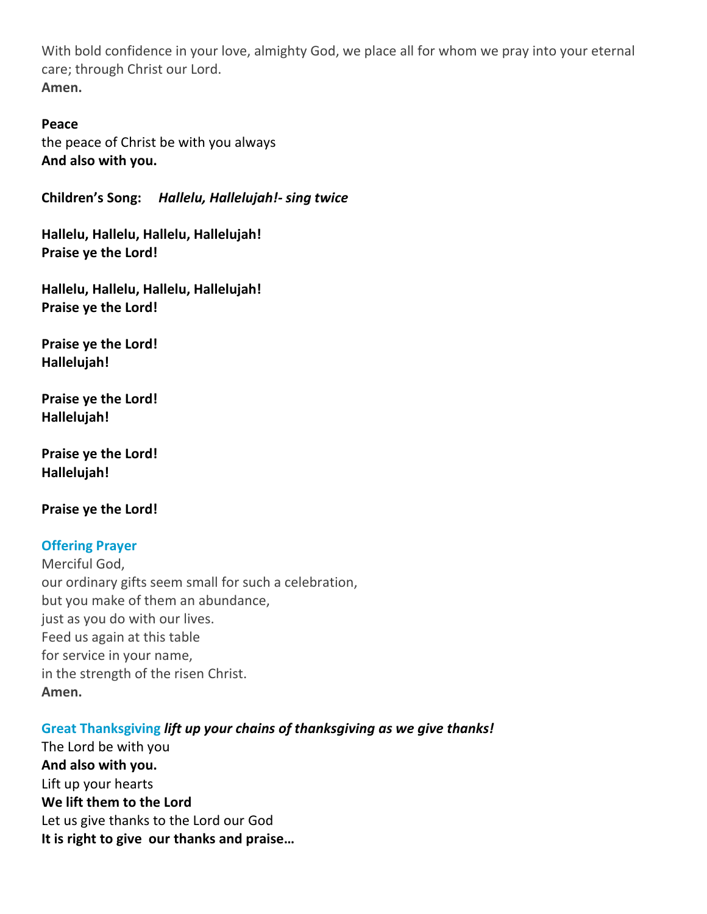With bold confidence in your love, almighty God, we place all for whom we pray into your eternal care; through Christ our Lord.
**Amen.**

**Peace**
the peace of Christ be with you always
**And also with you.**

**Children's Song:** ***Hallelu, Hallelujah!- sing twice***

**Hallelu, Hallelu, Hallelu, Hallelujah!**
**Praise ye the Lord!**

**Hallelu, Hallelu, Hallelu, Hallelujah!**
**Praise ye the Lord!**

**Praise ye the Lord!**
**Hallelujah!**

**Praise ye the Lord!**
**Hallelujah!**

**Praise ye the Lord!**
**Hallelujah!**

**Praise ye the Lord!**

### Offering Prayer

Merciful God,
our ordinary gifts seem small for such a celebration,
but you make of them an abundance,
just as you do with our lives.
Feed us again at this table
for service in your name,
in the strength of the risen Christ.
**Amen.**

### Great Thanksgiving ***lift up your chains of thanksgiving as we give thanks!***

The Lord be with you
**And also with you.**
Lift up your hearts
**We lift them to the Lord**
Let us give thanks to the Lord our God
**It is right to give our thanks and praise…**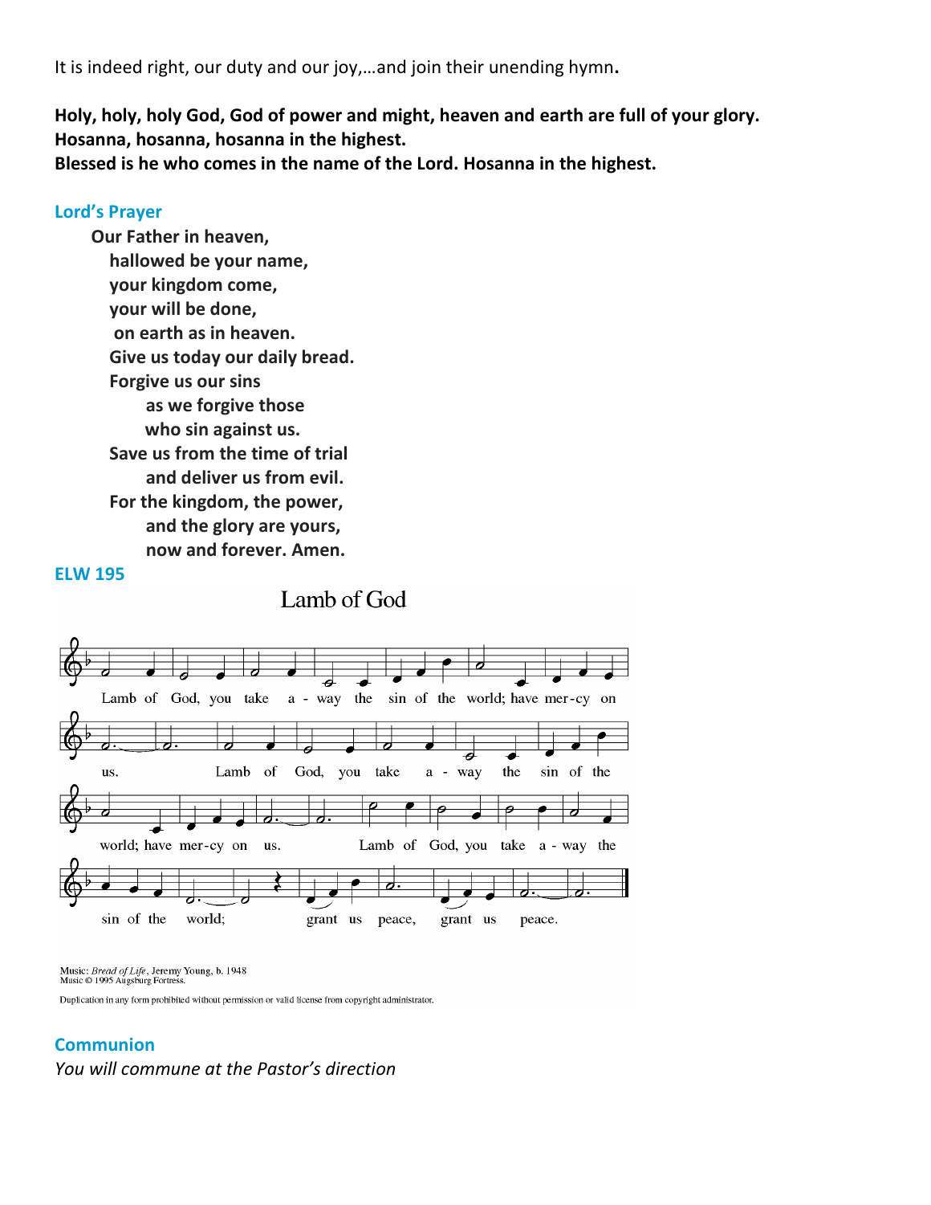It is indeed right, our duty and our joy,…and join their unending hymn.

**Holy, holy, holy God, God of power and might, heaven and earth are full of your glory.**
**Hosanna, hosanna, hosanna in the highest.**
**Blessed is he who comes in the name of the Lord. Hosanna in the highest.**

## Lord's Prayer

**Our Father in heaven,**
**hallowed be your name,**
**your kingdom come,**
**your will be done,**
**on earth as in heaven.**
**Give us today our daily bread.**
**Forgive us our sins**
**as we forgive those**
**who sin against us.**
**Save us from the time of trial**
**and deliver us from evil.**
**For the kingdom, the power,**
**and the glory are yours,**
**now and forever. Amen.**

## ELW 195

### Lamb of God

Lamb of God, you take a - way the sin of the world; have mer-cy on us. Lamb of God, you take a - way the sin of the world; have mer-cy on us. Lamb of God, you take a - way the sin of the world; grant us peace, grant us peace.

Music: *Bread of Life*, Jeremy Young, b. 1948
Music © 1995 Augsburg Fortress.

Duplication in any form prohibited without permission or valid license from copyright administrator.

## Communion

*You will commune at the Pastor's direction*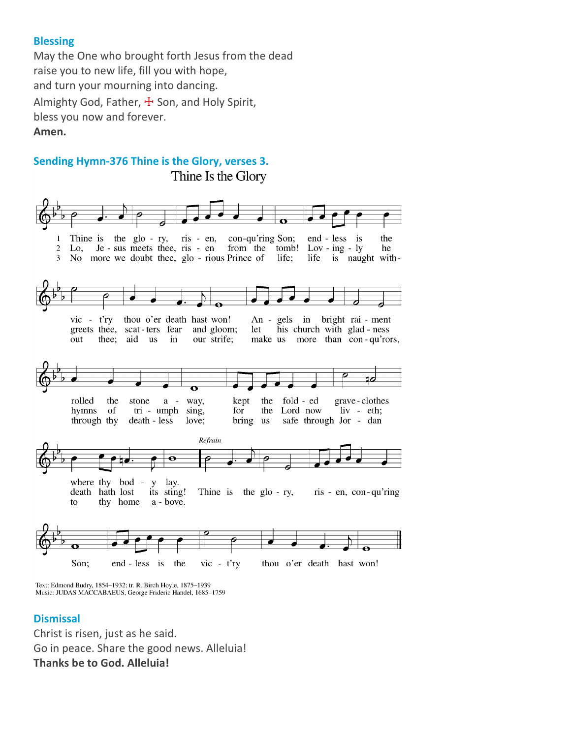### Blessing

May the One who brought forth Jesus from the dead
raise you to new life, fill you with hope,
and turn your mourning into dancing.
Almighty God, Father, ☩ Son, and Holy Spirit,
bless you now and forever.
**Amen.**

### Sending Hymn-376 Thine is the Glory, verses 3.

Thine Is the Glory

1 Thine is the glory, risen, conqu'ring Son; endless is the victory thou o'er death hast won! Angels in bright raiment rolled the stone away, kept the folded graveclothes where thy body lay.

2 Lo, Jesus meets thee, risen from the tomb! Lovingly he greets thee, scatters fear and gloom; let his church with gladness hymns of triumph sing, for the Lord now liveth; death hath lost its sting!

3 No more we doubt thee, glorious Prince of life; life is naught without thee; aid us in our strife; make us more than conqu'rors, through thy deathless love; bring us safe through Jordan to thy home above.

*Refrain*
Thine is the glory, risen, conqu'ring Son; endless is the victory thou o'er death hast won!

Text: Edmond Budry, 1854–1932; tr. R. Birch Hoyle, 1875–1939
Music: JUDAS MACCABAEUS, George Frideric Handel, 1685–1759

### Dismissal

Christ is risen, just as he said.
Go in peace. Share the good news. Alleluia!
**Thanks be to God. Alleluia!**